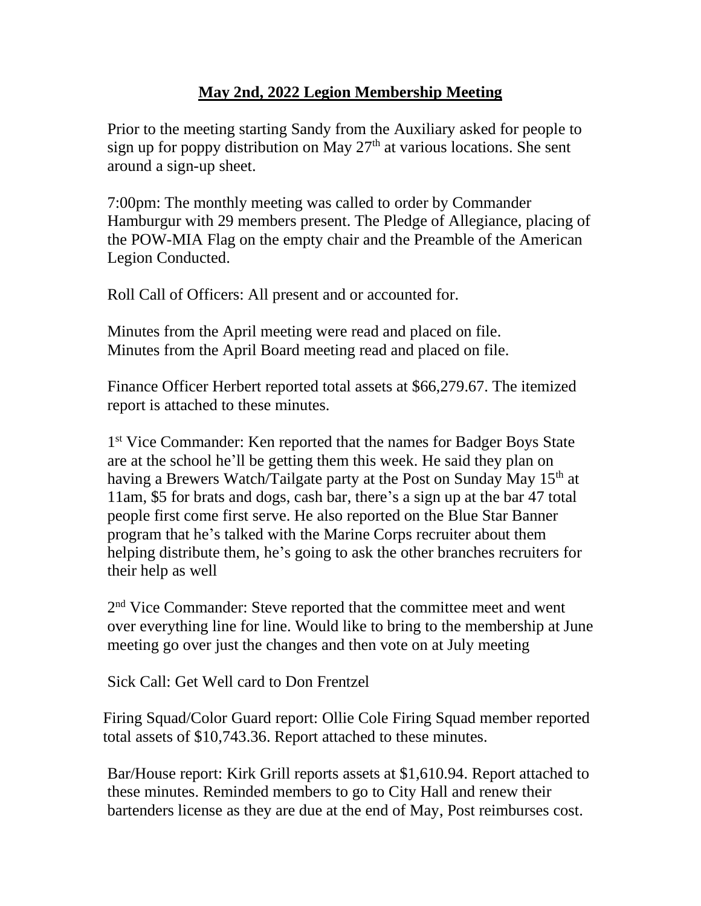# **May 2nd, 2022 Legion Membership Meeting**

Prior to the meeting starting Sandy from the Auxiliary asked for people to sign up for poppy distribution on May 27th at various locations. She sent around a sign-up sheet.

7:00pm: The monthly meeting was called to order by Commander Hamburgur with 29 members present. The Pledge of Allegiance, placing of the POW-MIA Flag on the empty chair and the Preamble of the American Legion Conducted.

Roll Call of Officers: All present and or accounted for.

Minutes from the April meeting were read and placed on file.
Minutes from the April Board meeting read and placed on file.

Finance Officer Herbert reported total assets at $66,279.67. The itemized report is attached to these minutes.

1st Vice Commander: Ken reported that the names for Badger Boys State are at the school he'll be getting them this week. He said they plan on having a Brewers Watch/Tailgate party at the Post on Sunday May 15th at 11am, $5 for brats and dogs, cash bar, there's a sign up at the bar 47 total people first come first serve. He also reported on the Blue Star Banner program that he's talked with the Marine Corps recruiter about them helping distribute them, he's going to ask the other branches recruiters for their help as well

2nd Vice Commander: Steve reported that the committee meet and went over everything line for line. Would like to bring to the membership at June meeting go over just the changes and then vote on at July meeting

Sick Call: Get Well card to Don Frentzel

Firing Squad/Color Guard report: Ollie Cole Firing Squad member reported total assets of $10,743.36. Report attached to these minutes.

Bar/House report: Kirk Grill reports assets at $1,610.94. Report attached to these minutes. Reminded members to go to City Hall and renew their bartenders license as they are due at the end of May, Post reimburses cost.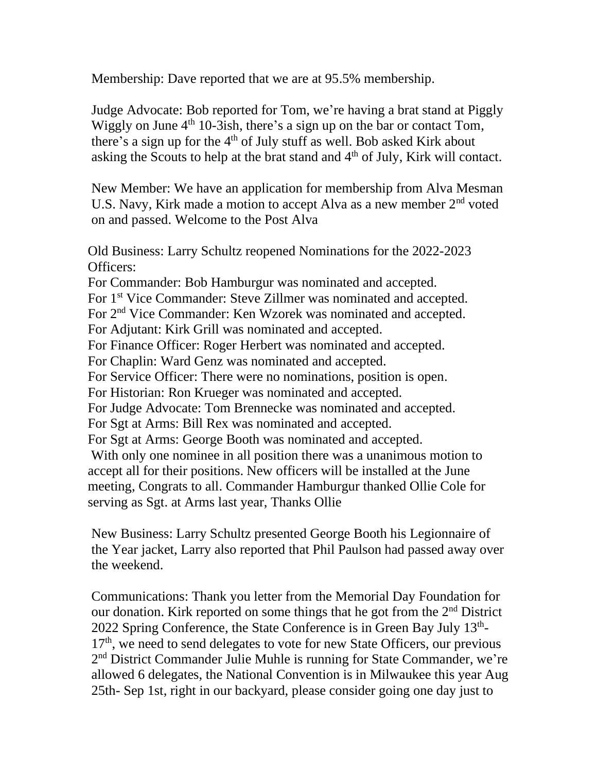Membership: Dave reported that we are at 95.5% membership.

Judge Advocate: Bob reported for Tom, we're having a brat stand at Piggly Wiggly on June 4th 10-3ish, there's a sign up on the bar or contact Tom, there's a sign up for the 4th of July stuff as well. Bob asked Kirk about asking the Scouts to help at the brat stand and 4th of July, Kirk will contact.

New Member: We have an application for membership from Alva Mesman U.S. Navy, Kirk made a motion to accept Alva as a new member 2nd voted on and passed. Welcome to the Post Alva

Old Business: Larry Schultz reopened Nominations for the 2022-2023 Officers:
For Commander: Bob Hamburgur was nominated and accepted.
For 1st Vice Commander: Steve Zillmer was nominated and accepted.
For 2nd Vice Commander: Ken Wzorek was nominated and accepted.
For Adjutant: Kirk Grill was nominated and accepted.
For Finance Officer: Roger Herbert was nominated and accepted.
For Chaplin: Ward Genz was nominated and accepted.
For Service Officer: There were no nominations, position is open.
For Historian: Ron Krueger was nominated and accepted.
For Judge Advocate: Tom Brennecke was nominated and accepted.
For Sgt at Arms: Bill Rex was nominated and accepted.
For Sgt at Arms: George Booth was nominated and accepted.
With only one nominee in all position there was a unanimous motion to accept all for their positions. New officers will be installed at the June meeting, Congrats to all. Commander Hamburgur thanked Ollie Cole for serving as Sgt. at Arms last year, Thanks Ollie

New Business: Larry Schultz presented George Booth his Legionnaire of the Year jacket, Larry also reported that Phil Paulson had passed away over the weekend.

Communications: Thank you letter from the Memorial Day Foundation for our donation. Kirk reported on some things that he got from the 2nd District 2022 Spring Conference, the State Conference is in Green Bay July 13th-17th, we need to send delegates to vote for new State Officers, our previous 2nd District Commander Julie Muhle is running for State Commander, we're allowed 6 delegates, the National Convention is in Milwaukee this year Aug 25th- Sep 1st, right in our backyard, please consider going one day just to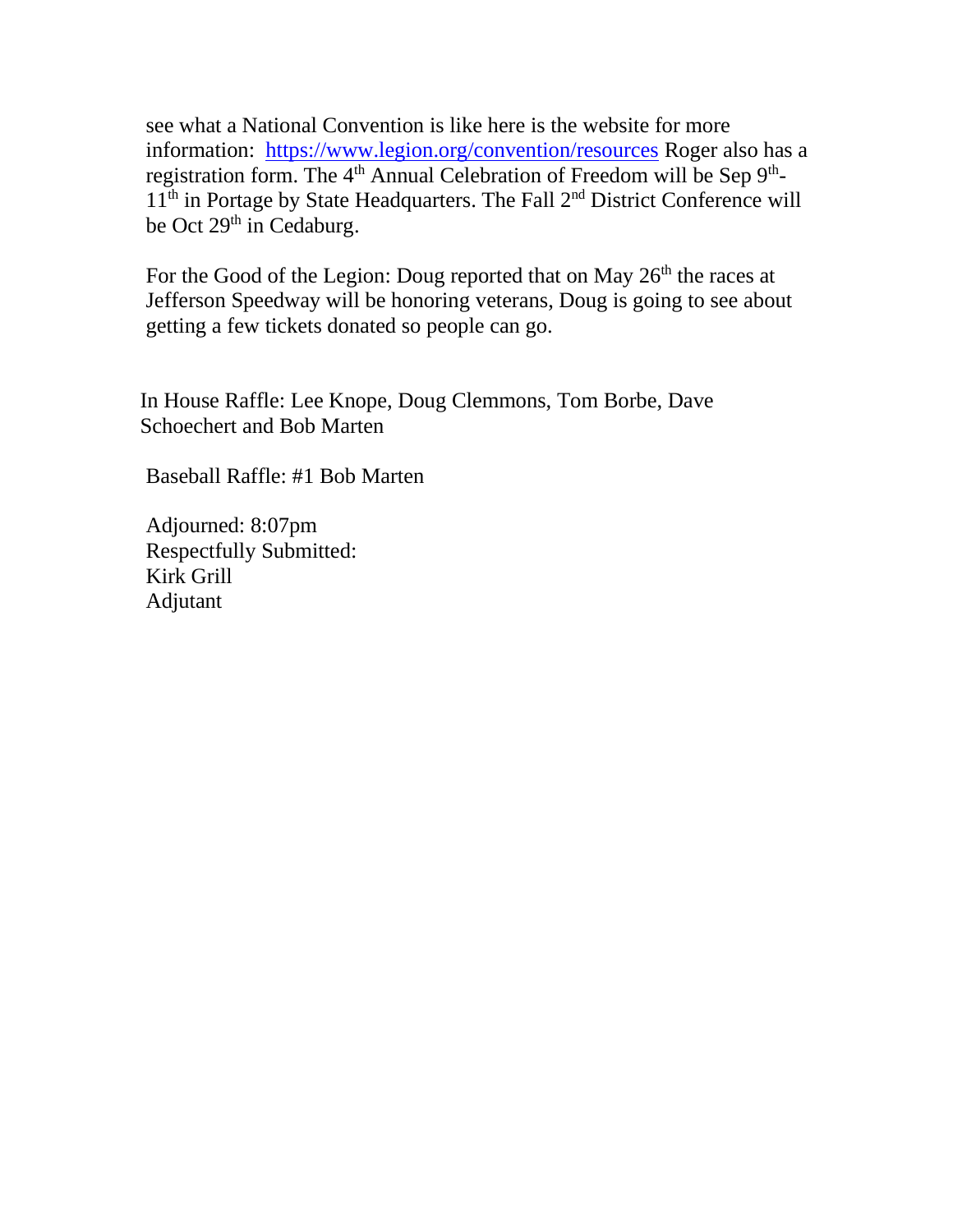see what a National Convention is like here is the website for more information: [https://www.legion.org/convention/resources](https://www.legion.org/convention/resources) Roger also has a registration form. The 4th Annual Celebration of Freedom will be Sep 9th-11th in Portage by State Headquarters. The Fall 2nd District Conference will be Oct 29th in Cedaburg.

For the Good of the Legion: Doug reported that on May 26th the races at Jefferson Speedway will be honoring veterans, Doug is going to see about getting a few tickets donated so people can go.

In House Raffle: Lee Knope, Doug Clemmons, Tom Borbe, Dave Schoechert and Bob Marten

Baseball Raffle: #1 Bob Marten

Adjourned: 8:07pm
Respectfully Submitted:
Kirk Grill
Adjutant